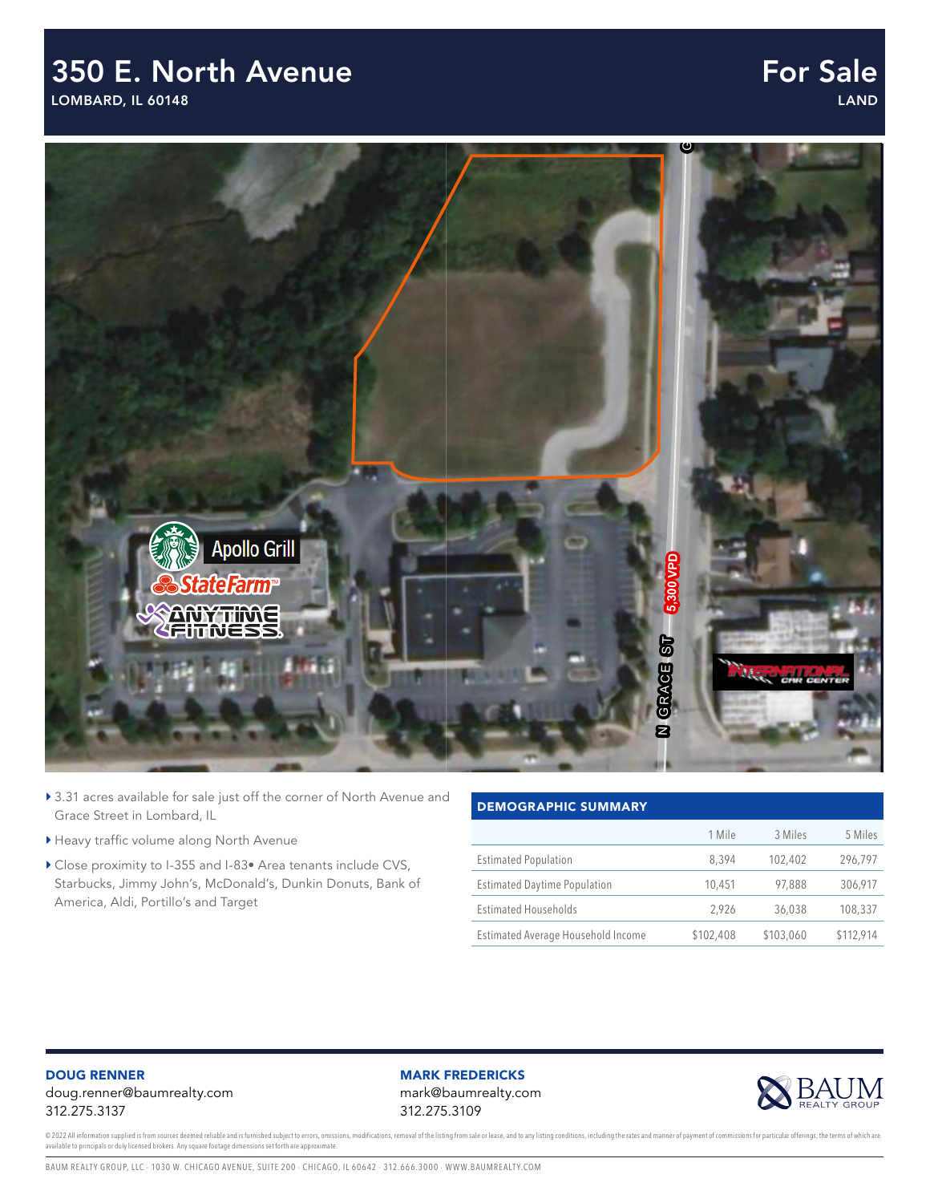# 350 E. North Avenue

LOMBARD, IL 60148

## For Sale

LAND

- 3.31 acres available for sale just off the corner of North Avenue and Grace Street in Lombard, IL
- Heavy traffic volume along North Avenue
- Close proximity to I-355 and I-83• Area tenants include CVS, Starbucks, Jimmy John's, McDonald's, Dunkin Donuts, Bank of America, Aldi, Portillo's and Target

### DEMOGRAPHIC SUMMARY

| | 1 Mile | 3 Miles | 5 Miles |
|---|---|---|---|
| Estimated Population | 8,394 | 102,402 | 296,797 |
| Estimated Daytime Population | 10,451 | 97,888 | 306,917 |
| Estimated Households | 2,926 | 36,038 | 108,337 |
| Estimated Average Household Income | $102,408 | $103,060 | $112,914 |

**DOUG RENNER**
doug.renner@baumrealty.com
312.275.3137

**MARK FREDERICKS**
mark@baumrealty.com
312.275.3109

BAUM REALTY GROUP

© 2022 All information supplied is from sources deemed reliable and is furnished subject to errors, omissions, modifications, removal of the listing from sale or lease, and to any listing conditions, including the rates and manner of payment of commissions for particular offerings, the terms of which are available to principals or duly licensed brokers. Any square footage dimensions set forth are approximate.

BAUM REALTY GROUP, LLC · 1030 W. CHICAGO AVENUE, SUITE 200 · CHICAGO, IL 60642 · 312.666.3000 · WWW.BAUMREALTY.COM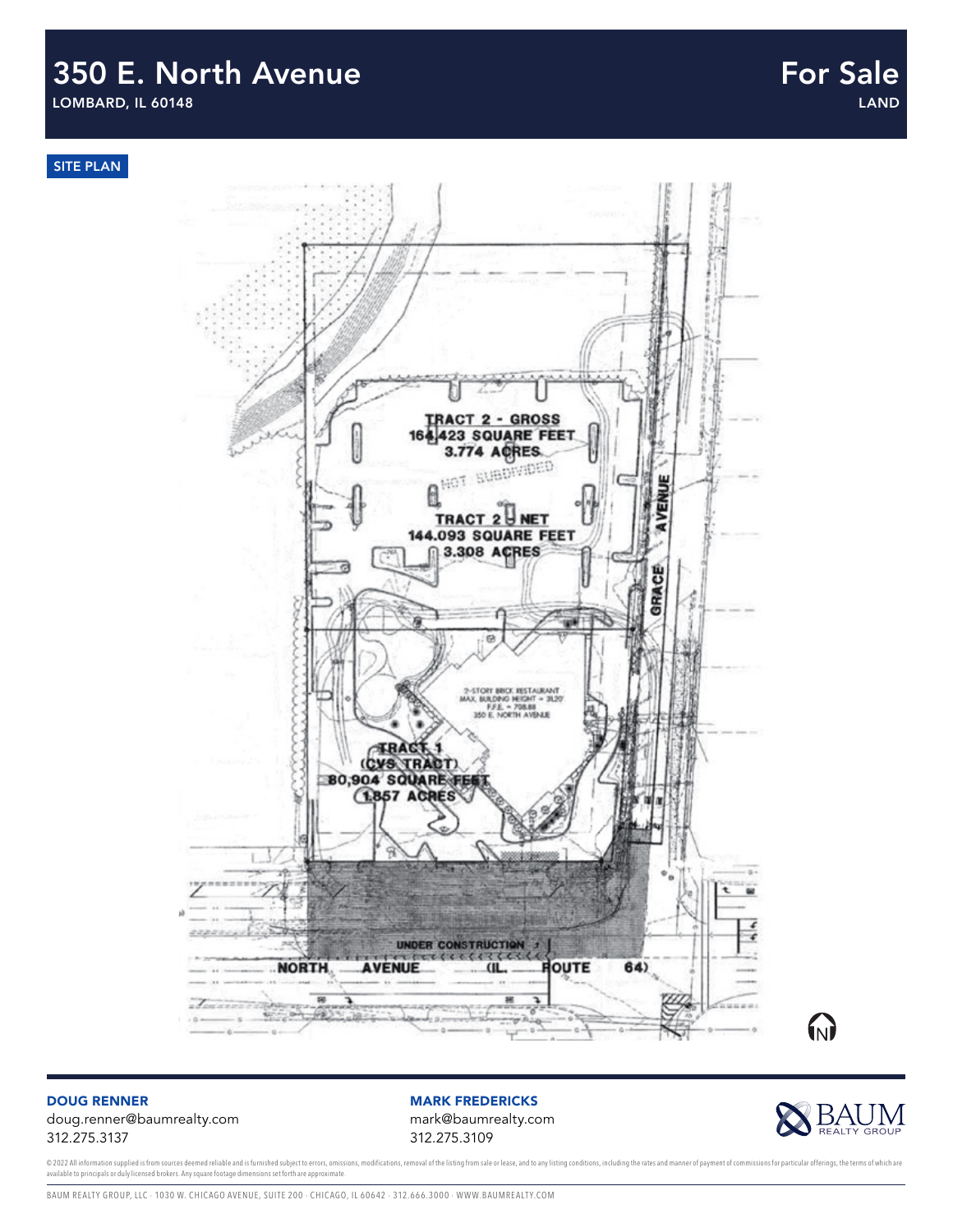# 350 E. North Avenue

LOMBARD, IL 60148

**For Sale**

LAND

SITE PLAN

TRACT 2 - GROSS
164,423 SQUARE FEET
3.774 ACRES

NOT SUBDIVIDED

TRACT 2 - NET
144,093 SQUARE FEET
3.308 ACRES

2-STORY BRICK RESTAURANT
MAX. BUILDING HEIGHT = 31.20'
F.F.E. = 708.88
350 E. NORTH AVENUE

TRACT 1
(CVS TRACT)
80,904 SQUARE FEET
1.857 ACRES

GRACE AVENUE

UNDER CONSTRUCTION

NORTH AVENUE (IL. ROUTE 64)

N

**DOUG RENNER**
doug.renner@baumrealty.com
312.275.3137

**MARK FREDERICKS**
mark@baumrealty.com
312.275.3109

BAUM REALTY GROUP

© 2022 All information supplied is from sources deemed reliable and is furnished subject to errors, omissions, modifications, removal of the listing from sale or lease, and to any listing conditions, including the rates and manner of payment of commissions for particular offerings, the terms of which are available to principals or duly licensed brokers. Any square footage dimensions set forth are approximate.

BAUM REALTY GROUP, LLC · 1030 W. CHICAGO AVENUE, SUITE 200 · CHICAGO, IL 60642 · 312.666.3000 · WWW.BAUMREALTY.COM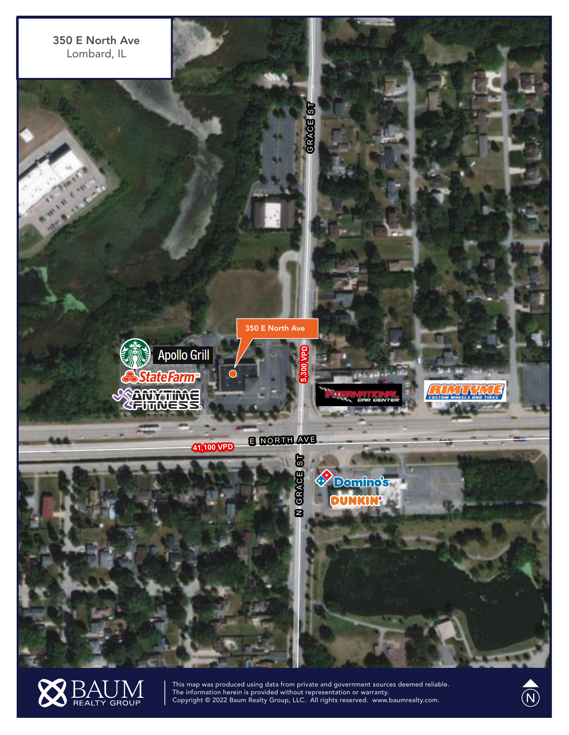350 E North Ave
Lombard, IL

GRACE ST

350 E North Ave

5,300 VPD

Apollo Grill

State Farm

ANYTIME FITNESS

INTERNATIONAL CAR CENTER

RIMTYME CUSTOM WHEELS AND TIRES

E NORTH AVE

41,100 VPD

N GRACE ST

Domino's

DUNKIN'

BAUM REALTY GROUP

This map was produced using data from private and government sources deemed reliable.
The information herein is provided without representation or warranty.
Copyright © 2022 Baum Realty Group, LLC. All rights reserved. www.baumrealty.com.

N